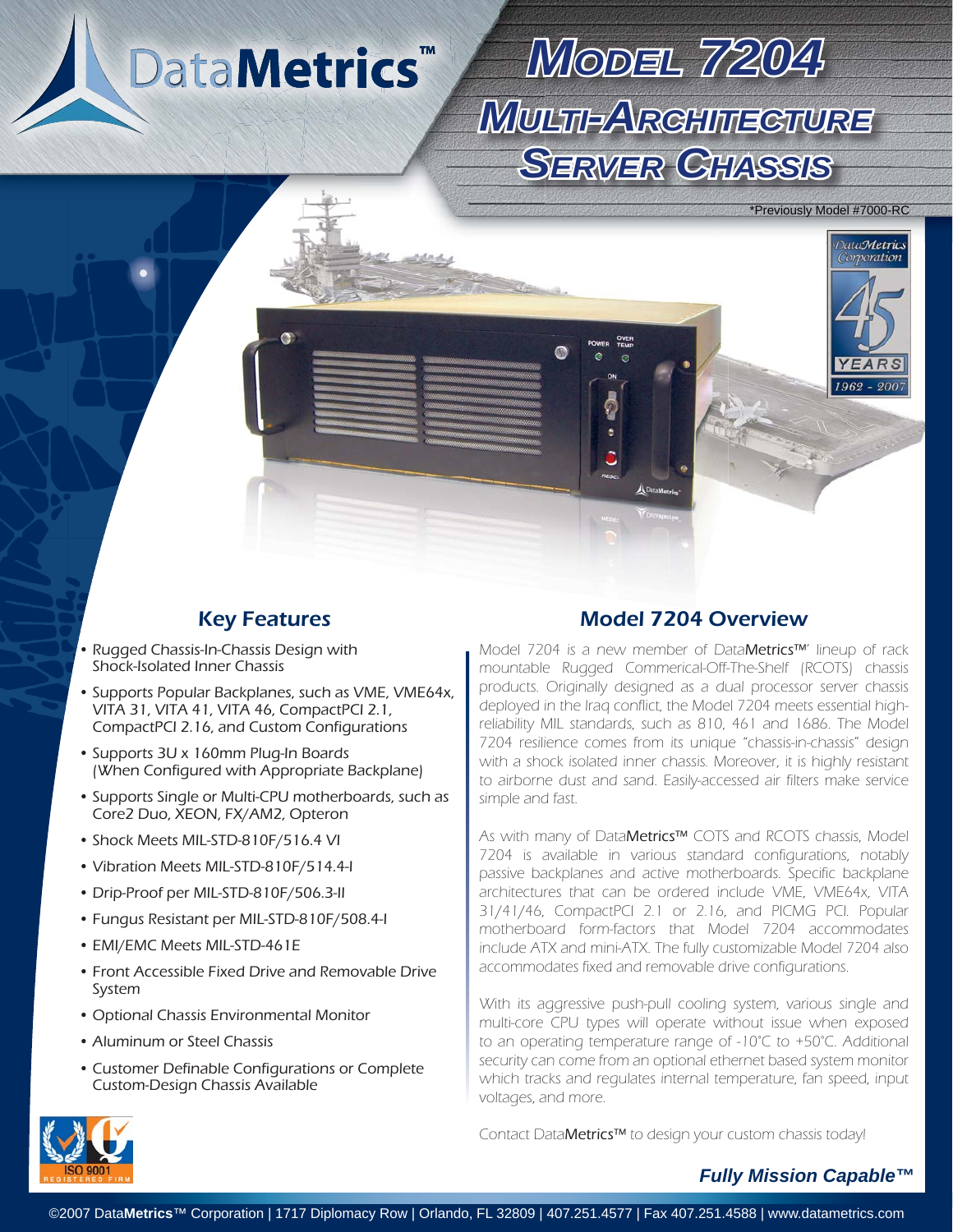# DataMetrics™

# Model 7204 Multi-Architecture Server Chassis

*Previously Model #7000-RC

DataMetrics Corporation 45 YEARS 1962 - 2007

## Key Features

- Rugged Chassis-In-Chassis Design with Shock-Isolated Inner Chassis
- Supports Popular Backplanes, such as VME, VME64x, VITA 31, VITA 41, VITA 46, CompactPCI 2.1, CompactPCI 2.16, and Custom Configurations
- Supports 3U x 160mm Plug-In Boards (When Configured with Appropriate Backplane)
- Supports Single or Multi-CPU motherboards, such as Core2 Duo, XEON, FX/AM2, Opteron
- Shock Meets MIL-STD-810F/516.4 VI
- Vibration Meets MIL-STD-810F/514.4-I
- Drip-Proof per MIL-STD-810F/506.3-II
- Fungus Resistant per MIL-STD-810F/508.4-I
- EMI/EMC Meets MIL-STD-461E
- Front Accessible Fixed Drive and Removable Drive System
- Optional Chassis Environmental Monitor
- Aluminum or Steel Chassis
- Customer Definable Configurations or Complete Custom-Design Chassis Available

## Model 7204 Overview

Model 7204 is a new member of DataMetrics™' lineup of rack mountable Rugged Commerical-Off-The-Shelf (RCOTS) chassis products. Originally designed as a dual processor server chassis deployed in the Iraq conflict, the Model 7204 meets essential high-reliability MIL standards, such as 810, 461 and 1686. The Model 7204 resilience comes from its unique "chassis-in-chassis" design with a shock isolated inner chassis. Moreover, it is highly resistant to airborne dust and sand. Easily-accessed air filters make service simple and fast.

As with many of DataMetrics™ COTS and RCOTS chassis, Model 7204 is available in various standard configurations, notably passive backplanes and active motherboards. Specific backplane architectures that can be ordered include VME, VME64x, VITA 31/41/46, CompactPCI 2.1 or 2.16, and PICMG PCI. Popular motherboard form-factors that Model 7204 accommodates include ATX and mini-ATX. The fully customizable Model 7204 also accommodates fixed and removable drive configurations.

With its aggressive push-pull cooling system, various single and multi-core CPU types will operate without issue when exposed to an operating temperature range of -10°C to +50°C. Additional security can come from an optional ethernet based system monitor which tracks and regulates internal temperature, fan speed, input voltages, and more.

Contact DataMetrics™ to design your custom chassis today!

ISO 9001 REGISTERED FIRM

***Fully Mission Capable™***

©2007 DataMetrics™ Corporation | 1717 Diplomacy Row | Orlando, FL 32809 | 407.251.4577 | Fax 407.251.4588 | www.datametrics.com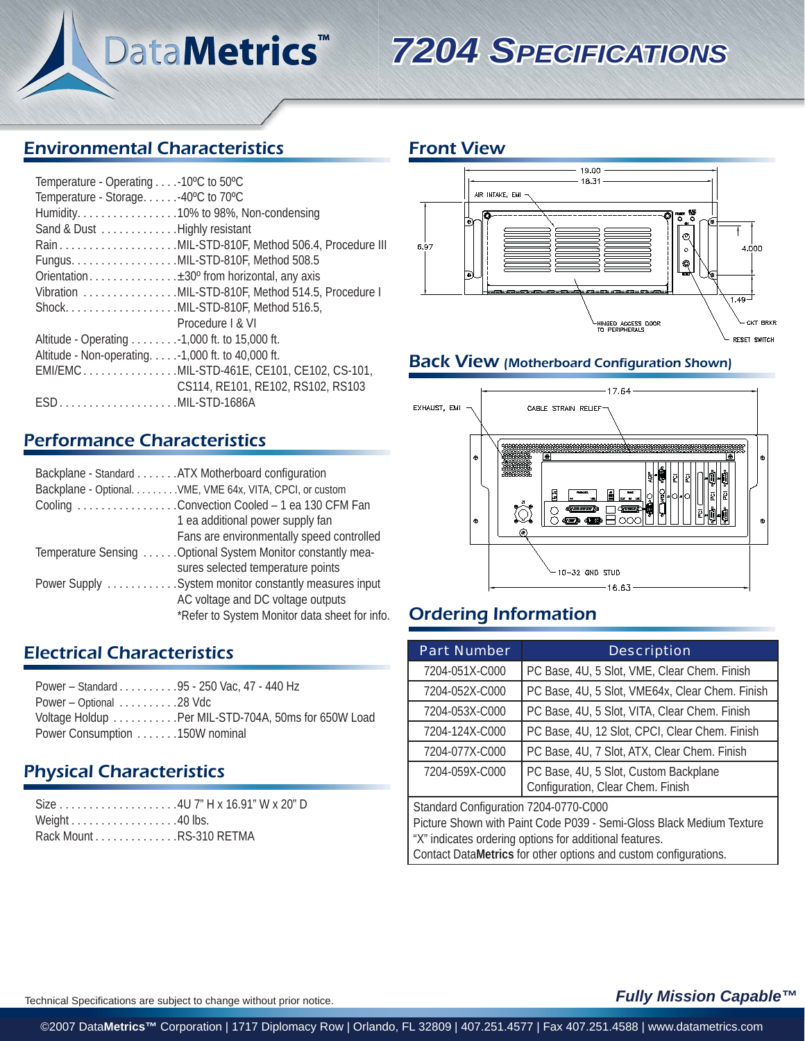# 7204 Specifications

## Environmental Characteristics

- Temperature - Operating . . . . -10ºC to 50ºC
- Temperature - Storage. . . . . . -40ºC to 70ºC
- Humidity. . . . . . . . . . . . . . . . . 10% to 98%, Non-condensing
- Sand & Dust . . . . . . . . . . . . Highly resistant
- Rain . . . . . . . . . . . . . . . . . . . . MIL-STD-810F, Method 506.4, Procedure III
- Fungus. . . . . . . . . . . . . . . . . . MIL-STD-810F, Method 508.5
- Orientation. . . . . . . . . . . . . . ±30º from horizontal, any axis
- Vibration . . . . . . . . . . . . . . . MIL-STD-810F, Method 514.5, Procedure I
- Shock. . . . . . . . . . . . . . . . . . MIL-STD-810F, Method 516.5, Procedure I & VI
- Altitude - Operating . . . . . . . . -1,000 ft. to 15,000 ft.
- Altitude - Non-operating. . . . . -1,000 ft. to 40,000 ft.
- EMI/EMC. . . . . . . . . . . . . . . . MIL-STD-461E, CE101, CE102, CS-101, CS114, RE101, RE102, RS102, RS103
- ESD. . . . . . . . . . . . . . . . . . . . MIL-STD-1686A

## Performance Characteristics

- Backplane - Standard . . . . . . . ATX Motherboard configuration
- Backplane - Optional. . . . . . . . VME, VME 64x, VITA, CPCI, or custom
- Cooling . . . . . . . . . . . . . . . . Convection Cooled – 1 ea 130 CFM Fan
  1 ea additional power supply fan
  Fans are environmentally speed controlled
- Temperature Sensing . . . . . . Optional System Monitor constantly measures selected temperature points
- Power Supply . . . . . . . . . . . System monitor constantly measures input AC voltage and DC voltage outputs
  *Refer to System Monitor data sheet for info.

## Electrical Characteristics

- Power – Standard . . . . . . . . . . 95 - 250 Vac, 47 - 440 Hz
- Power – Optional . . . . . . . . . . 28 Vdc
- Voltage Holdup . . . . . . . . . . . Per MIL-STD-704A, 50ms for 650W Load
- Power Consumption . . . . . . . 150W nominal

## Physical Characteristics

- Size . . . . . . . . . . . . . . . . . . . . 4U 7" H x 16.91" W x 20" D
- Weight . . . . . . . . . . . . . . . . . . 40 lbs.
- Rack Mount . . . . . . . . . . . . . . RS-310 RETMA

## Front View

19.00
18.31
AIR INTAKE, EMI
6.97
4.000
1.49
HINGED ACCESS DOOR TO PERIPHERALS
CKT BRKR
RESET SWITCH

## Back View (Motherboard Configuration Shown)

17.64
EXHAUST, EMI
CABLE STRAIN RELIEF
10-32 GND STUD
16.63

## Ordering Information

| Part Number | Description |
|---|---|
| 7204-051X-C000 | PC Base, 4U, 5 Slot, VME, Clear Chem. Finish |
| 7204-052X-C000 | PC Base, 4U, 5 Slot, VME64x, Clear Chem. Finish |
| 7204-053X-C000 | PC Base, 4U, 5 Slot, VITA, Clear Chem. Finish |
| 7204-124X-C000 | PC Base, 4U, 12 Slot, CPCI, Clear Chem. Finish |
| 7204-077X-C000 | PC Base, 4U, 7 Slot, ATX, Clear Chem. Finish |
| 7204-059X-C000 | PC Base, 4U, 5 Slot, Custom Backplane Configuration, Clear Chem. Finish |

Standard Configuration 7204-0770-C000
Picture Shown with Paint Code P039 - Semi-Gloss Black Medium Texture
"X" indicates ordering options for additional features.
Contact DataMetrics for other options and custom configurations.

Technical Specifications are subject to change without prior notice.

*Fully Mission Capable™*

©2007 DataMetrics™ Corporation | 1717 Diplomacy Row | Orlando, FL 32809 | 407.251.4577 | Fax 407.251.4588 | www.datametrics.com